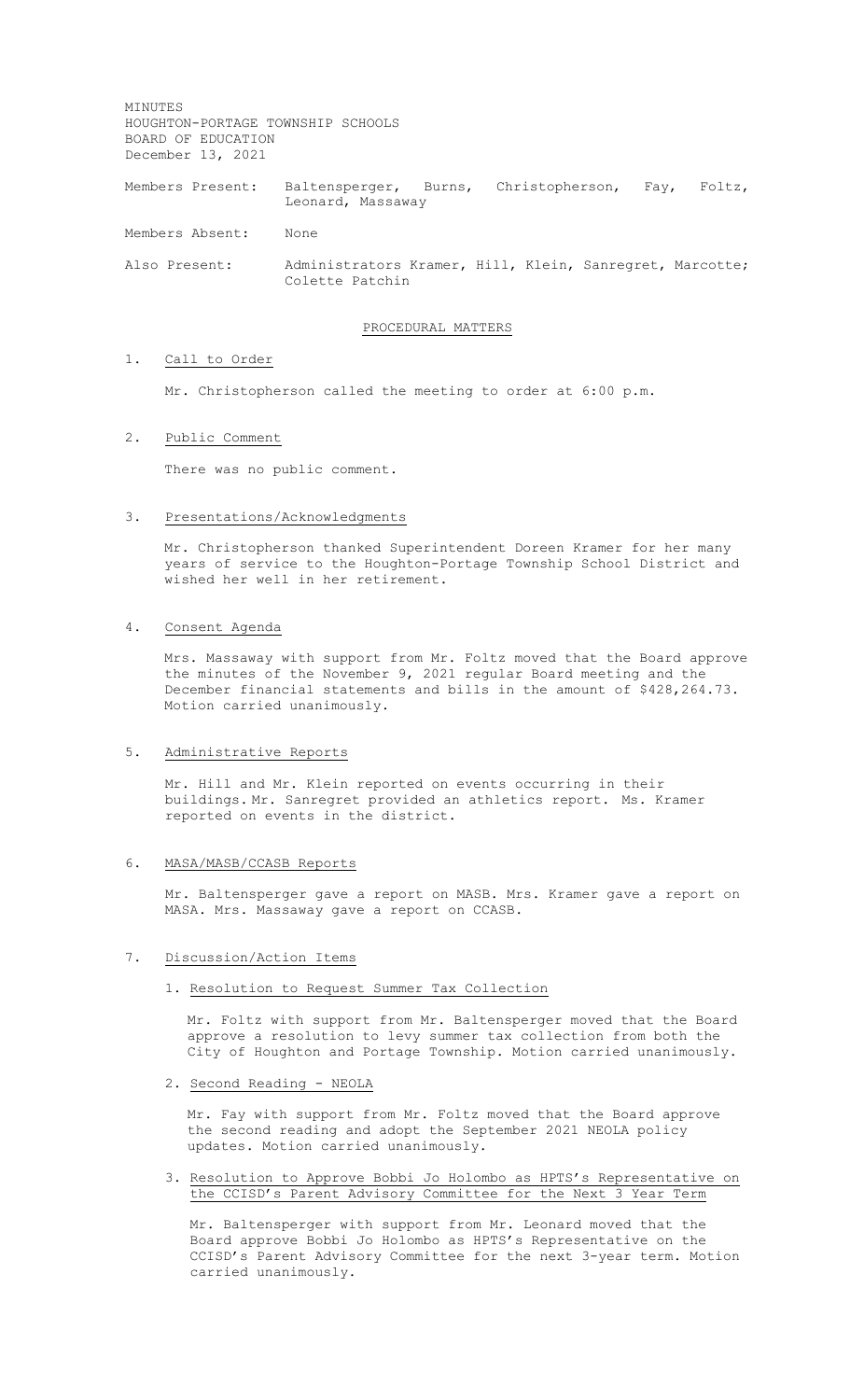MINUTES
HOUGHTON-PORTAGE TOWNSHIP SCHOOLS
BOARD OF EDUCATION
December 13, 2021

Members Present: Baltensperger, Burns, Christopherson, Fay, Foltz, Leonard, Massaway

Members Absent: None

Also Present: Administrators Kramer, Hill, Klein, Sanregret, Marcotte; Colette Patchin

## PROCEDURAL MATTERS

1. Call to Order

   Mr. Christopherson called the meeting to order at 6:00 p.m.

2. Public Comment

   There was no public comment.

3. Presentations/Acknowledgments

   Mr. Christopherson thanked Superintendent Doreen Kramer for her many years of service to the Houghton-Portage Township School District and wished her well in her retirement.

4. Consent Agenda

   Mrs. Massaway with support from Mr. Foltz moved that the Board approve the minutes of the November 9, 2021 regular Board meeting and the December financial statements and bills in the amount of $428,264.73. Motion carried unanimously.

5. Administrative Reports

   Mr. Hill and Mr. Klein reported on events occurring in their buildings. Mr. Sanregret provided an athletics report. Ms. Kramer reported on events in the district.

6. MASA/MASB/CCASB Reports

   Mr. Baltensperger gave a report on MASB. Mrs. Kramer gave a report on MASA. Mrs. Massaway gave a report on CCASB.

7. Discussion/Action Items

   1. Resolution to Request Summer Tax Collection

      Mr. Foltz with support from Mr. Baltensperger moved that the Board approve a resolution to levy summer tax collection from both the City of Houghton and Portage Township. Motion carried unanimously.

   2. Second Reading - NEOLA

      Mr. Fay with support from Mr. Foltz moved that the Board approve the second reading and adopt the September 2021 NEOLA policy updates. Motion carried unanimously.

   3. Resolution to Approve Bobbi Jo Holombo as HPTS's Representative on the CCISD's Parent Advisory Committee for the Next 3 Year Term

      Mr. Baltensperger with support from Mr. Leonard moved that the Board approve Bobbi Jo Holombo as HPTS's Representative on the CCISD's Parent Advisory Committee for the next 3-year term. Motion carried unanimously.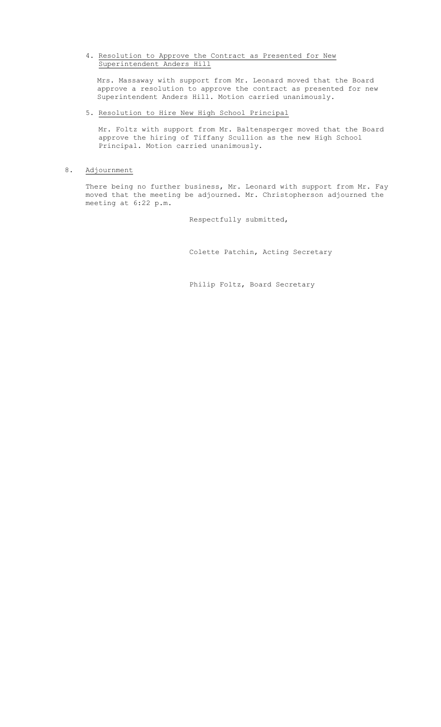4. <u>Resolution to Approve the Contract as Presented for New Superintendent Anders Hill</u>

   Mrs. Massaway with support from Mr. Leonard moved that the Board approve a resolution to approve the contract as presented for new Superintendent Anders Hill. Motion carried unanimously.

5. <u>Resolution to Hire New High School Principal</u>

   Mr. Foltz with support from Mr. Baltensperger moved that the Board approve the hiring of Tiffany Scullion as the new High School Principal. Motion carried unanimously.

8. <u>Adjournment</u>

   There being no further business, Mr. Leonard with support from Mr. Fay moved that the meeting be adjourned. Mr. Christopherson adjourned the meeting at 6:22 p.m.

Respectfully submitted,

Colette Patchin, Acting Secretary

Philip Foltz, Board Secretary